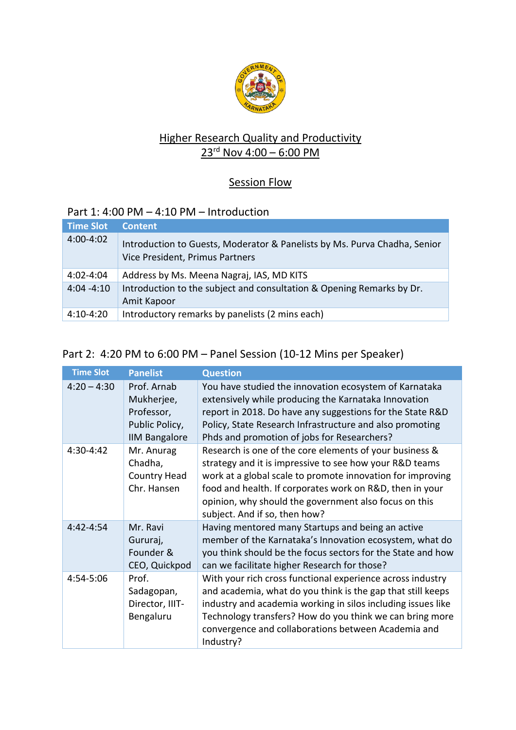# Higher Research Quality and Productivity

## 23rd Nov 4:00 – 6:00 PM

## Session Flow

Part 1: 4:00 PM – 4:10 PM – Introduction

| Time Slot | Content |
|---|---|
| 4:00-4:02 | Introduction to Guests, Moderator & Panelists by Ms. Purva Chadha, Senior Vice President, Primus Partners |
| 4:02-4:04 | Address by Ms. Meena Nagraj, IAS, MD KITS |
| 4:04 -4:10 | Introduction to the subject and consultation & Opening Remarks by Dr. Amit Kapoor |
| 4:10-4:20 | Introductory remarks by panelists (2 mins each) |

Part 2: 4:20 PM to 6:00 PM – Panel Session (10-12 Mins per Speaker)

| Time Slot | Panelist | Question |
|---|---|---|
| 4:20 – 4:30 | Prof. Arnab Mukherjee, Professor, Public Policy, IIM Bangalore | You have studied the innovation ecosystem of Karnataka extensively while producing the Karnataka Innovation report in 2018. Do have any suggestions for the State R&D Policy, State Research Infrastructure and also promoting Phds and promotion of jobs for Researchers? |
| 4:30-4:42 | Mr. Anurag Chadha, Country Head Chr. Hansen | Research is one of the core elements of your business & strategy and it is impressive to see how your R&D teams work at a global scale to promote innovation for improving food and health. If corporates work on R&D, then in your opinion, why should the government also focus on this subject. And if so, then how? |
| 4:42-4:54 | Mr. Ravi Gururaj, Founder & CEO, Quickpod | Having mentored many Startups and being an active member of the Karnataka's Innovation ecosystem, what do you think should be the focus sectors for the State and how can we facilitate higher Research for those? |
| 4:54-5:06 | Prof. Sadagopan, Director, IIIT-Bengaluru | With your rich cross functional experience across industry and academia, what do you think is the gap that still keeps industry and academia working in silos including issues like Technology transfers? How do you think we can bring more convergence and collaborations between Academia and Industry? |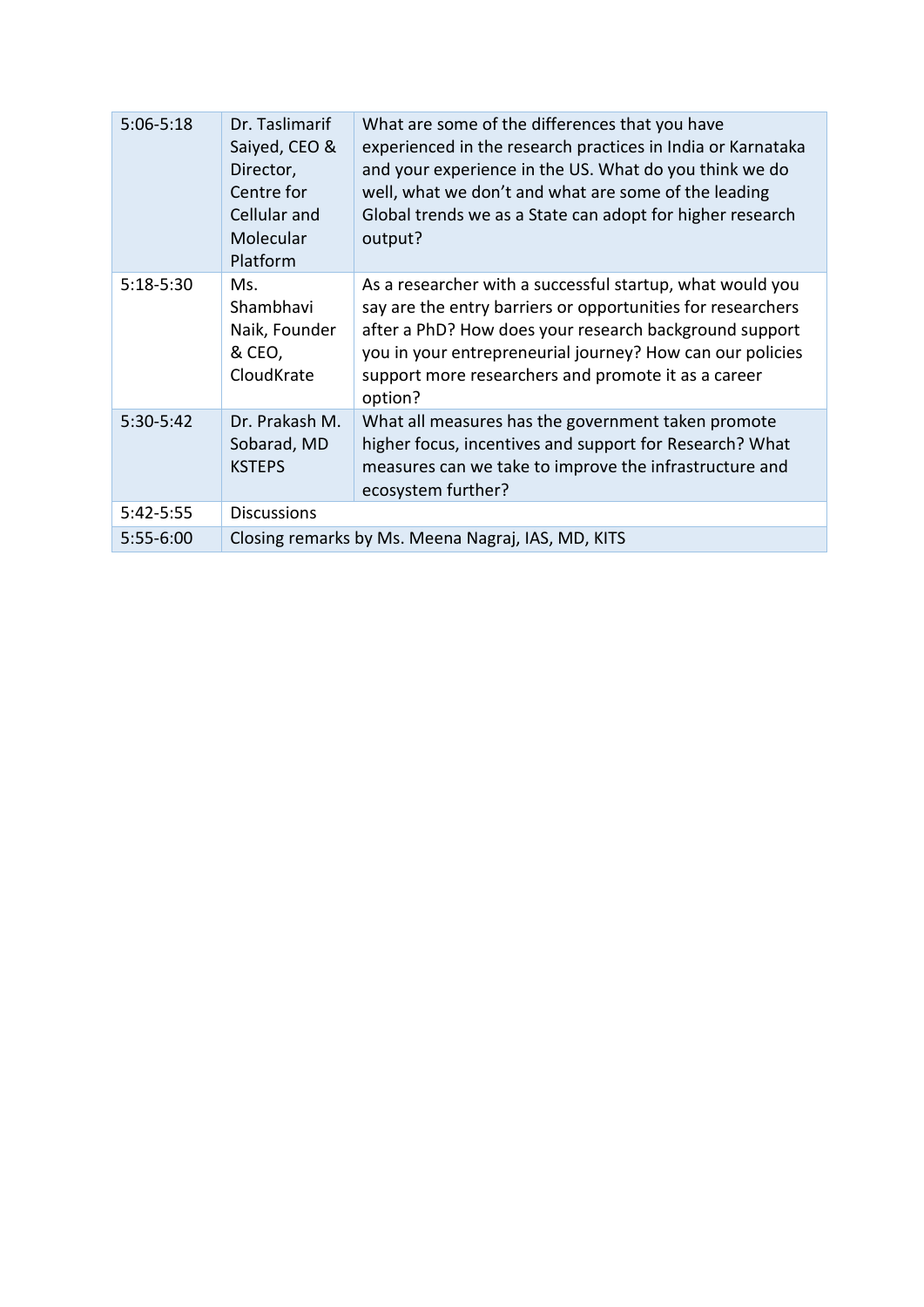| | | |
|---|---|---|
| 5:06-5:18 | Dr. Taslimarif Saiyed, CEO & Director, Centre for Cellular and Molecular Platform | What are some of the differences that you have experienced in the research practices in India or Karnataka and your experience in the US. What do you think we do well, what we don't and what are some of the leading Global trends we as a State can adopt for higher research output? |
| 5:18-5:30 | Ms. Shambhavi Naik, Founder & CEO, CloudKrate | As a researcher with a successful startup, what would you say are the entry barriers or opportunities for researchers after a PhD? How does your research background support you in your entrepreneurial journey? How can our policies support more researchers and promote it as a career option? |
| 5:30-5:42 | Dr. Prakash M. Sobarad, MD KSTEPS | What all measures has the government taken promote higher focus, incentives and support for Research? What measures can we take to improve the infrastructure and ecosystem further? |
| 5:42-5:55 | Discussions | |
| 5:55-6:00 | Closing remarks by Ms. Meena Nagraj, IAS, MD, KITS | |